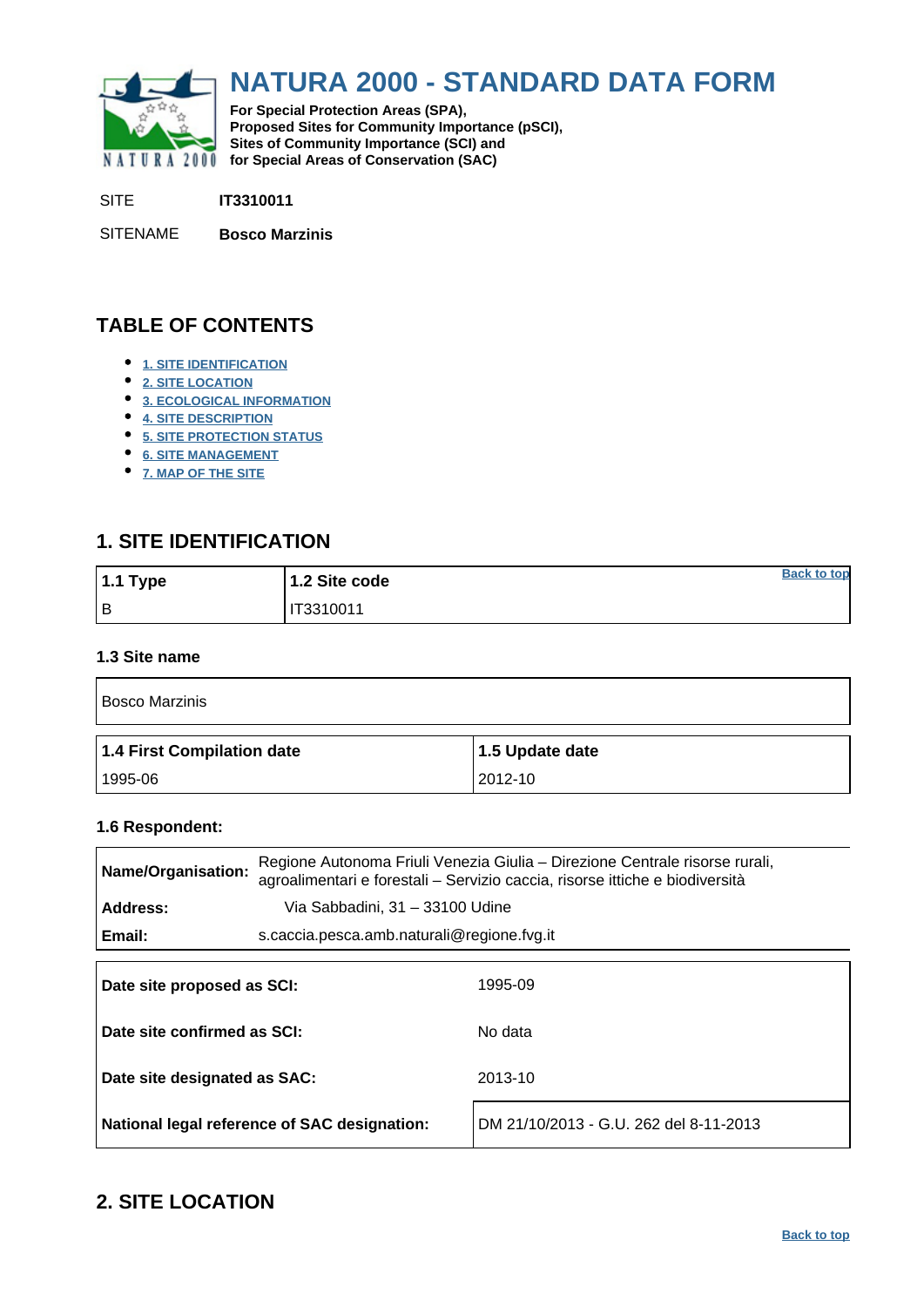# NATURA 2000 - STANDARD DATA FORM

**For Special Protection Areas (SPA),**
**Proposed Sites for Community Importance (pSCI),**
**Sites of Community Importance (SCI) and**
**for Special Areas of Conservation (SAC)**

SITE **IT3310011**

SITENAME **Bosco Marzinis**

## TABLE OF CONTENTS

- 1. SITE IDENTIFICATION
- 2. SITE LOCATION
- 3. ECOLOGICAL INFORMATION
- 4. SITE DESCRIPTION
- 5. SITE PROTECTION STATUS
- 6. SITE MANAGEMENT
- 7. MAP OF THE SITE

## 1. SITE IDENTIFICATION

| 1.1 Type | 1.2 Site code |
|---|---|
| B | IT3310011 |

### 1.3 Site name

| Bosco Marzinis |
|---|

| 1.4 First Compilation date | 1.5 Update date |
|---|---|
| 1995-06 | 2012-10 |

### 1.6 Respondent:

| | |
|---|---|
| **Name/Organisation:** | Regione Autonoma Friuli Venezia Giulia – Direzione Centrale risorse rurali, agroalimentari e forestali – Servizio caccia, risorse ittiche e biodiversità |
| **Address:** | Via Sabbadini, 31 – 33100 Udine |
| **Email:** | s.caccia.pesca.amb.naturali@regione.fvg.it |

| | |
|---|---|
| **Date site proposed as SCI:** | 1995-09 |
| **Date site confirmed as SCI:** | No data |
| **Date site designated as SAC:** | 2013-10 |
| **National legal reference of SAC designation:** | DM 21/10/2013 - G.U. 262 del 8-11-2013 |

## 2. SITE LOCATION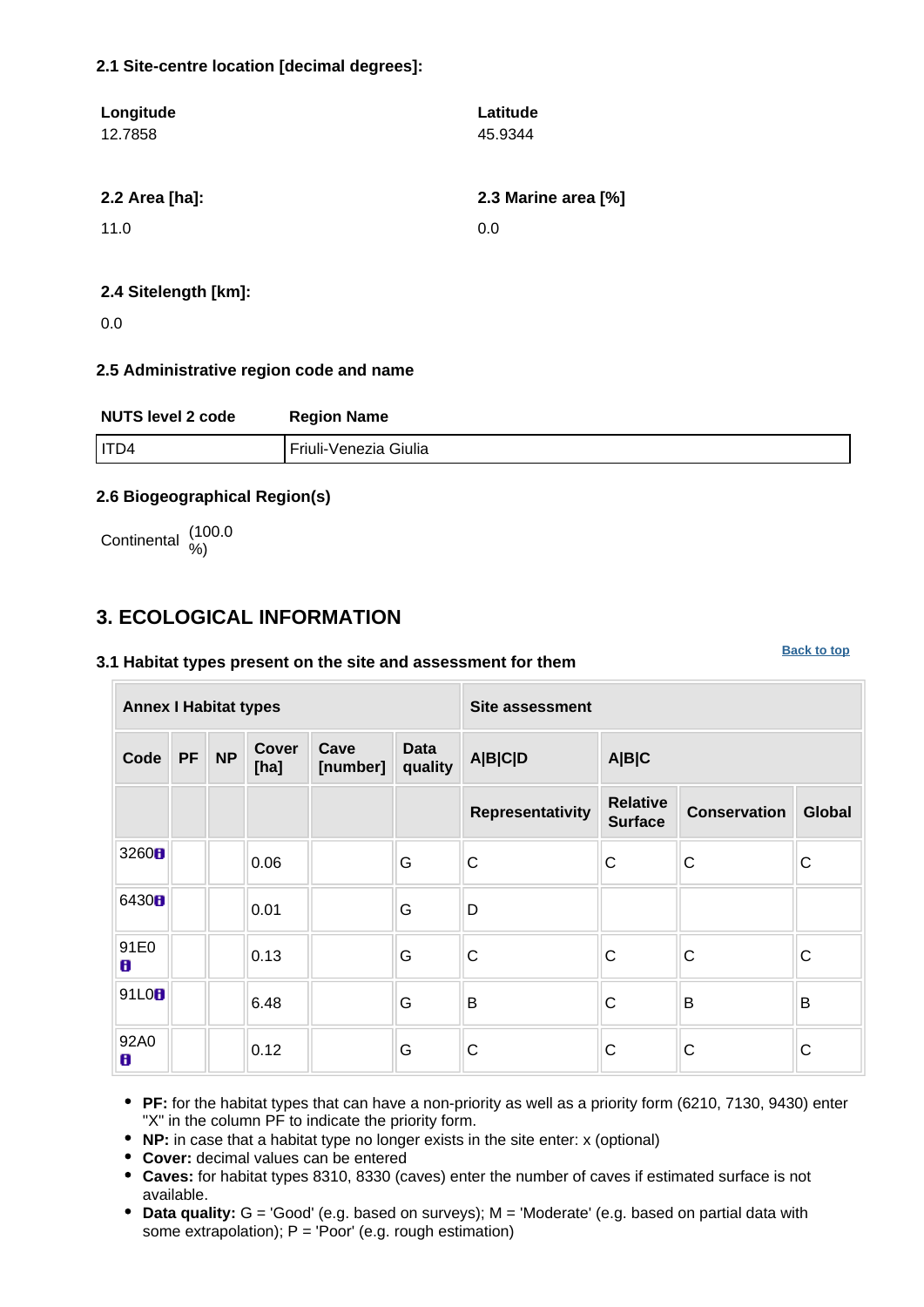**2.1 Site-centre location [decimal degrees]:**

| Longitude | Latitude |
|---|---|
| 12.7858 | 45.9344 |

| 2.2 Area [ha]: | 2.3 Marine area [%] |
|---|---|
| 11.0 | 0.0 |

**2.4 Sitelength [km]:**

0.0

**2.5 Administrative region code and name**

| NUTS level 2 code | Region Name |
|---|---|
| ITD4 | Friuli-Venezia Giulia |

**2.6 Biogeographical Region(s)**

Continental (100.0 %)

## 3. ECOLOGICAL INFORMATION

Back to top

**3.1 Habitat types present on the site and assessment for them**

| Annex I Habitat types | | | | | | Site assessment | | | |
|---|---|---|---|---|---|---|---|---|---|
| Code | PF | NP | Cover [ha] | Cave [number] | Data quality | A\|B\|C\|D | A\|B\|C | | |
| | | | | | | Representativity | Relative Surface | Conservation | Global |
| 3260 | | | 0.06 | | G | C | C | C | C |
| 6430 | | | 0.01 | | G | D | | | |
| 91E0 | | | 0.13 | | G | C | C | C | C |
| 91L0 | | | 6.48 | | G | B | C | B | B |
| 92A0 | | | 0.12 | | G | C | C | C | C |

- **PF:** for the habitat types that can have a non-priority as well as a priority form (6210, 7130, 9430) enter "X" in the column PF to indicate the priority form.
- **NP:** in case that a habitat type no longer exists in the site enter: x (optional)
- **Cover:** decimal values can be entered
- **Caves:** for habitat types 8310, 8330 (caves) enter the number of caves if estimated surface is not available.
- **Data quality:** G = 'Good' (e.g. based on surveys); M = 'Moderate' (e.g. based on partial data with some extrapolation); P = 'Poor' (e.g. rough estimation)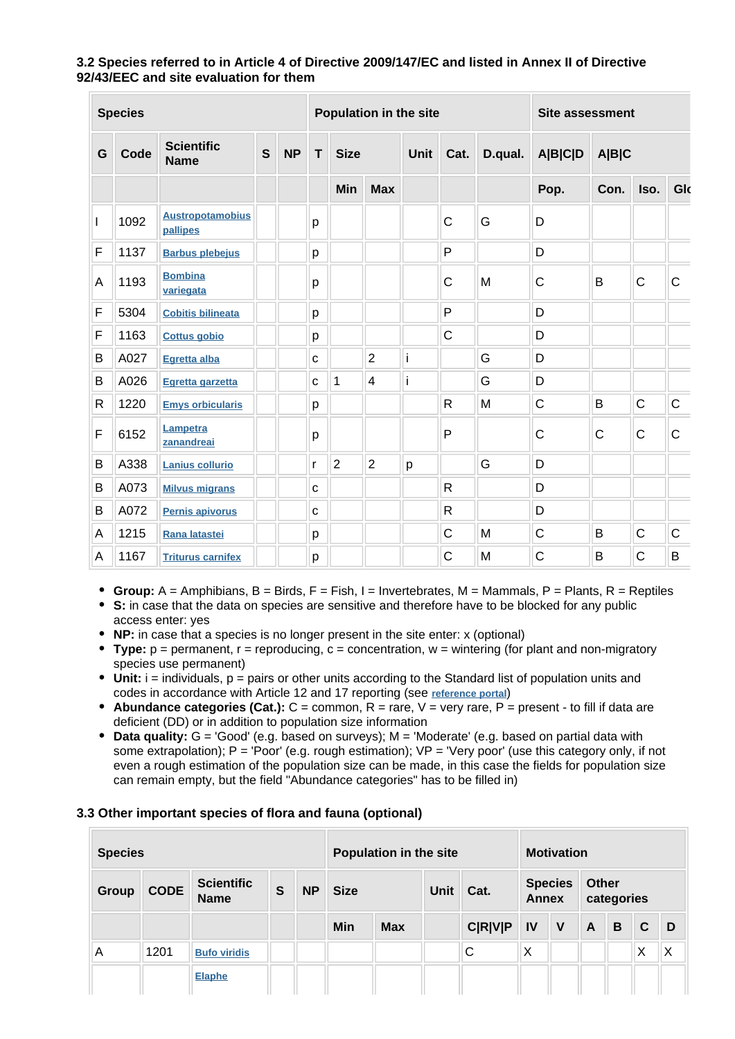### 3.2 Species referred to in Article 4 of Directive 2009/147/EC and listed in Annex II of Directive 92/43/EEC and site evaluation for them

| Species | | | | | Population in the site | | | | | | Site assessment | | | |
|---|---|---|---|---|---|---|---|---|---|---|---|---|---|---|
| G | Code | Scientific Name | S | NP | T | Size | | Unit | Cat. | D.qual. | A\|B\|C\|D | A\|B\|C | | |
| | | | | | | Min | Max | | | | Pop. | Con. | Iso. | Glo |
| I | 1092 | Austropotamobius pallipes | | | p | | | | C | G | D | | | |
| F | 1137 | Barbus plebejus | | | p | | | | P | | D | | | |
| A | 1193 | Bombina variegata | | | p | | | | C | M | C | B | C | C |
| F | 5304 | Cobitis bilineata | | | p | | | | P | | D | | | |
| F | 1163 | Cottus gobio | | | p | | | | C | | D | | | |
| B | A027 | Egretta alba | | | c | | 2 | i | | G | D | | | |
| B | A026 | Egretta garzetta | | | c | 1 | 4 | i | | G | D | | | |
| R | 1220 | Emys orbicularis | | | p | | | | R | M | C | B | C | C |
| F | 6152 | Lampetra zanandreai | | | p | | | | P | | C | C | C | C |
| B | A338 | Lanius collurio | | | r | 2 | 2 | p | | G | D | | | |
| B | A073 | Milvus migrans | | | c | | | | R | | D | | | |
| B | A072 | Pernis apivorus | | | c | | | | R | | D | | | |
| A | 1215 | Rana latastei | | | p | | | | C | M | C | B | C | C |
| A | 1167 | Triturus carnifex | | | p | | | | C | M | C | B | C | B |

- **Group:** A = Amphibians, B = Birds, F = Fish, I = Invertebrates, M = Mammals, P = Plants, R = Reptiles
- **S:** in case that the data on species are sensitive and therefore have to be blocked for any public access enter: yes
- **NP:** in case that a species is no longer present in the site enter: x (optional)
- **Type:** p = permanent, r = reproducing, c = concentration, w = wintering (for plant and non-migratory species use permanent)
- **Unit:** i = individuals, p = pairs or other units according to the Standard list of population units and codes in accordance with Article 12 and 17 reporting (see reference portal)
- **Abundance categories (Cat.):** C = common, R = rare, V = very rare, P = present - to fill if data are deficient (DD) or in addition to population size information
- **Data quality:** G = 'Good' (e.g. based on surveys); M = 'Moderate' (e.g. based on partial data with some extrapolation); P = 'Poor' (e.g. rough estimation); VP = 'Very poor' (use this category only, if not even a rough estimation of the population size can be made, in this case the fields for population size can remain empty, but the field "Abundance categories" has to be filled in)

### 3.3 Other important species of flora and fauna (optional)

| Species | | | | | Population in the site | | | | Motivation | | | | | |
|---|---|---|---|---|---|---|---|---|---|---|---|---|---|---|
| Group | CODE | Scientific Name | S | NP | Size | | Unit | Cat. | Species Annex | | Other categories | | | |
| | | | | | Min | Max | | C\|R\|V\|P | IV | V | A | B | C | D |
| A | 1201 | Bufo viridis | | | | | | C | X | | | | X | X |
| | | Elaphe | | | | | | | | | | | | |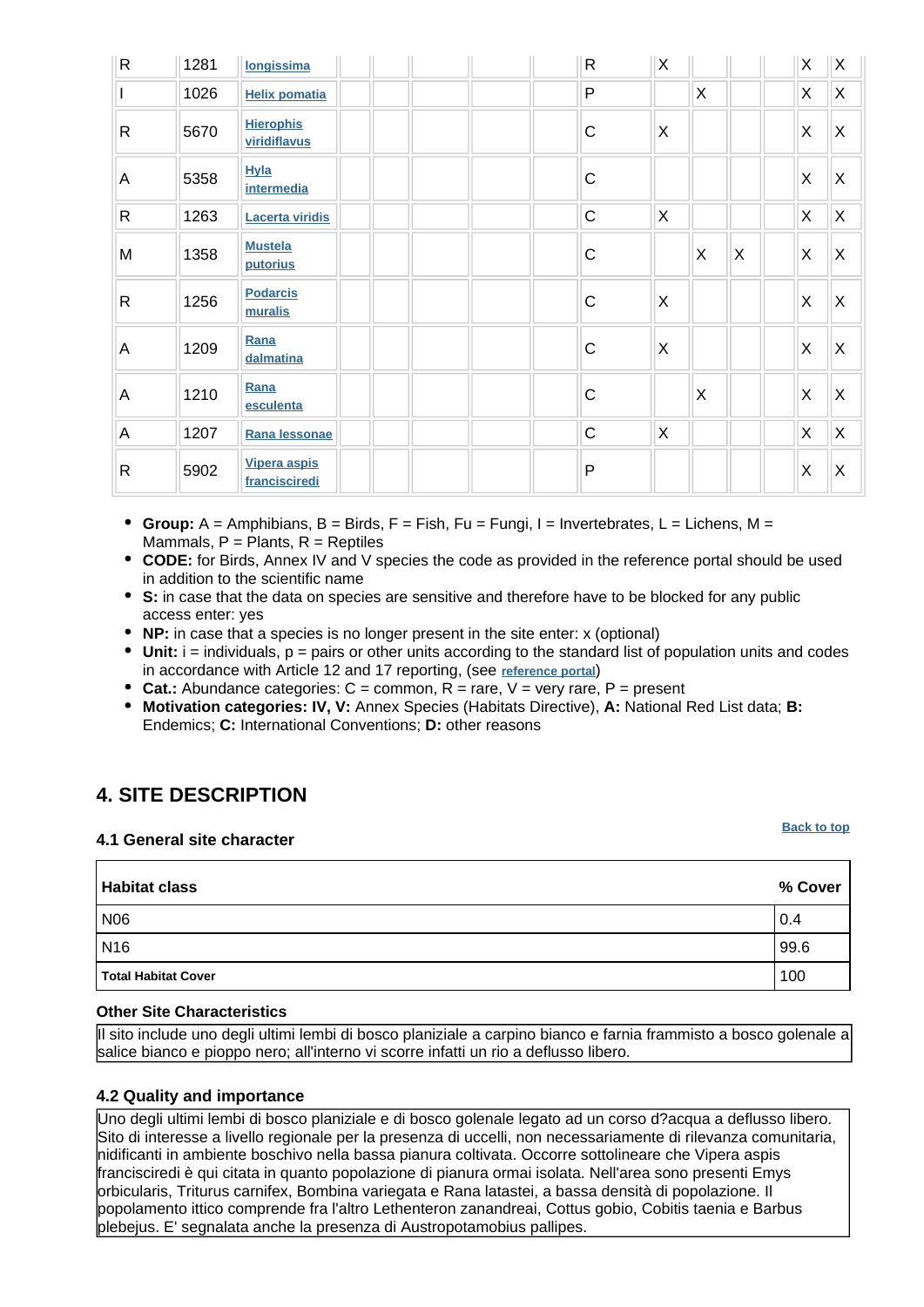| Group | CODE | Scientific Name | S | NP | Size Min | Size Max | Unit | Cat. | IV | V | A | B | C | D |
|---|---|---|---|---|---|---|---|---|---|---|---|---|---|---|
| R | 1281 | longissima | | | | | | R | X | | | | X | X |
| I | 1026 | Helix pomatia | | | | | | P | | X | | | X | X |
| R | 5670 | Hierophis viridiflavus | | | | | | C | X | | | | X | X |
| A | 5358 | Hyla intermedia | | | | | | C | | | | | X | X |
| R | 1263 | Lacerta viridis | | | | | | C | X | | | | X | X |
| M | 1358 | Mustela putorius | | | | | | C | | X | X | | X | X |
| R | 1256 | Podarcis muralis | | | | | | C | X | | | | X | X |
| A | 1209 | Rana dalmatina | | | | | | C | X | | | | X | X |
| A | 1210 | Rana esculenta | | | | | | C | | X | | | X | X |
| A | 1207 | Rana lessonae | | | | | | C | X | | | | X | X |
| R | 5902 | Vipera aspis francisciredi | | | | | | P | | | | | X | X |

- **Group:** A = Amphibians, B = Birds, F = Fish, Fu = Fungi, I = Invertebrates, L = Lichens, M = Mammals, P = Plants, R = Reptiles
- **CODE:** for Birds, Annex IV and V species the code as provided in the reference portal should be used in addition to the scientific name
- **S:** in case that the data on species are sensitive and therefore have to be blocked for any public access enter: yes
- **NP:** in case that a species is no longer present in the site enter: x (optional)
- **Unit:** i = individuals, p = pairs or other units according to the standard list of population units and codes in accordance with Article 12 and 17 reporting, (see reference portal)
- **Cat.:** Abundance categories: C = common, R = rare, V = very rare, P = present
- **Motivation categories: IV, V:** Annex Species (Habitats Directive), **A:** National Red List data; **B:** Endemics; **C:** International Conventions; **D:** other reasons

## 4. SITE DESCRIPTION

Back to top

### 4.1 General site character

| Habitat class | % Cover |
|---|---|
| N06 | 0.4 |
| N16 | 99.6 |
| **Total Habitat Cover** | 100 |

**Other Site Characteristics**

Il sito include uno degli ultimi lembi di bosco planiziale a carpino bianco e farnia frammisto a bosco golenale a salice bianco e pioppo nero; all'interno vi scorre infatti un rio a deflusso libero.

### 4.2 Quality and importance

Uno degli ultimi lembi di bosco planiziale e di bosco golenale legato ad un corso d?acqua a deflusso libero. Sito di interesse a livello regionale per la presenza di uccelli, non necessariamente di rilevanza comunitaria, nidificanti in ambiente boschivo nella bassa pianura coltivata. Occorre sottolineare che Vipera aspis francisciredi è qui citata in quanto popolazione di pianura ormai isolata. Nell'area sono presenti Emys orbicularis, Triturus carnifex, Bombina variegata e Rana latastei, a bassa densità di popolazione. Il popolamento ittico comprende fra l'altro Lethenteron zanandreai, Cottus gobio, Cobitis taenia e Barbus plebejus. E' segnalata anche la presenza di Austropotamobius pallipes.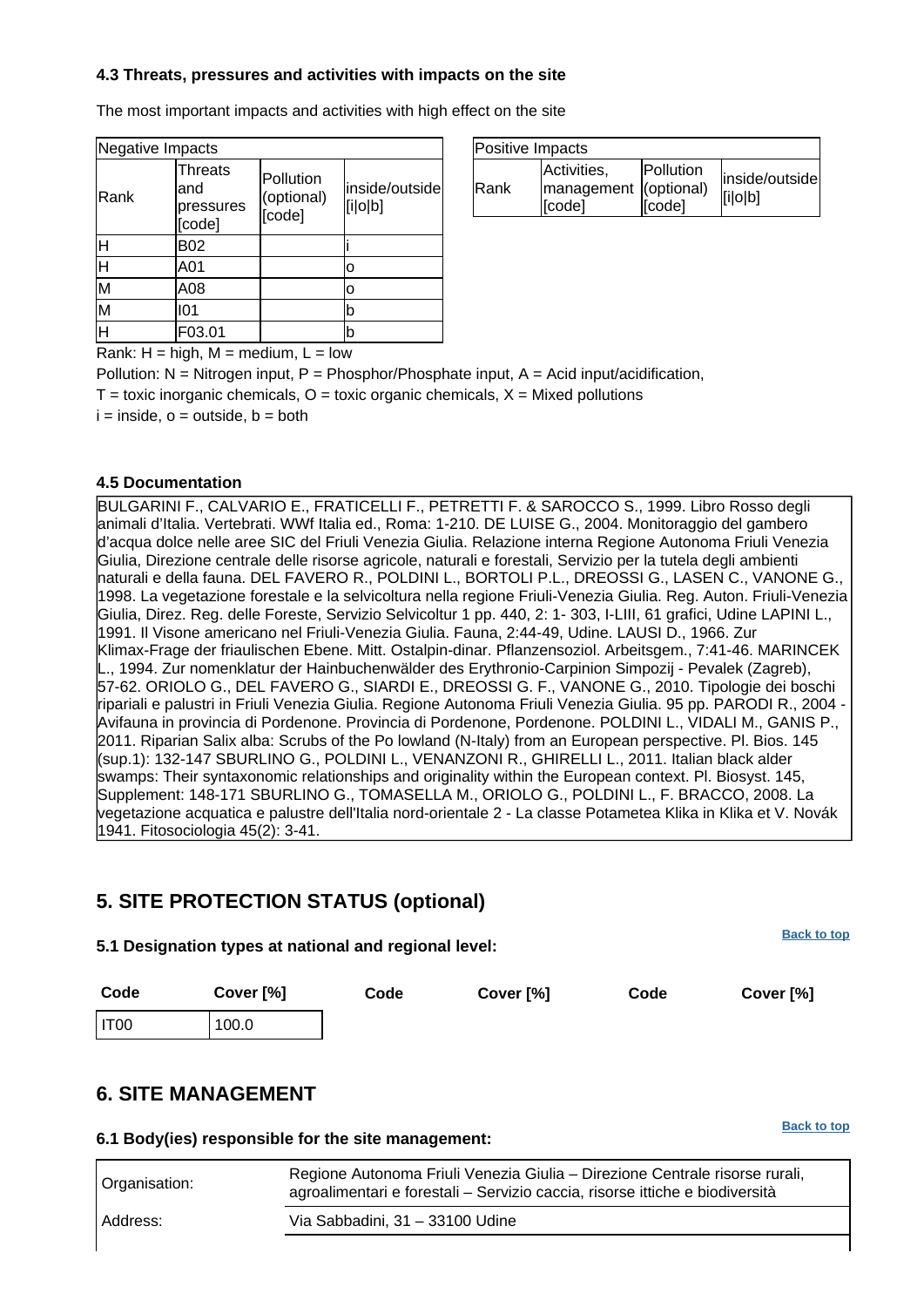### 4.3 Threats, pressures and activities with impacts on the site

The most important impacts and activities with high effect on the site

| Negative Impacts | | | |
|---|---|---|---|
| Rank | Threats and pressures [code] | Pollution (optional) [code] | inside/outside [i\|o\|b] |
| H | B02 | | i |
| H | A01 | | o |
| M | A08 | | o |
| M | I01 | | b |
| H | F03.01 | | b |

| Positive Impacts | | | |
|---|---|---|---|
| Rank | Activities, management [code] | Pollution (optional) [code] | inside/outside [i\|o\|b] |

Rank: H = high, M = medium, L = low

Pollution: N = Nitrogen input, P = Phosphor/Phosphate input, A = Acid input/acidification,

T = toxic inorganic chemicals, O = toxic organic chemicals, X = Mixed pollutions

i = inside, o = outside, b = both

### 4.5 Documentation

BULGARINI F., CALVARIO E., FRATICELLI F., PETRETTI F. & SAROCCO S., 1999. Libro Rosso degli animali d'Italia. Vertebrati. WWf Italia ed., Roma: 1-210. DE LUISE G., 2004. Monitoraggio del gambero d'acqua dolce nelle aree SIC del Friuli Venezia Giulia. Relazione interna Regione Autonoma Friuli Venezia Giulia, Direzione centrale delle risorse agricole, naturali e forestali, Servizio per la tutela degli ambienti naturali e della fauna. DEL FAVERO R., POLDINI L., BORTOLI P.L., DREOSSI G., LASEN C., VANONE G., 1998. La vegetazione forestale e la selvicoltura nella regione Friuli-Venezia Giulia. Reg. Auton. Friuli-Venezia Giulia, Direz. Reg. delle Foreste, Servizio Selvicoltur 1 pp. 440, 2: 1- 303, I-LIII, 61 grafici, Udine LAPINI L., 1991. Il Visone americano nel Friuli-Venezia Giulia. Fauna, 2:44-49, Udine. LAUSI D., 1966. Zur Klimax-Frage der friaulischen Ebene. Mitt. Ostalpin-dinar. Pflanzensoziol. Arbeitsgem., 7:41-46. MARINCEK L., 1994. Zur nomenklatur der Hainbuchenwälder des Erythronio-Carpinion Simpozij - Pevalek (Zagreb), 57-62. ORIOLO G., DEL FAVERO G., SIARDI E., DREOSSI G. F., VANONE G., 2010. Tipologie dei boschi ripariali e palustri in Friuli Venezia Giulia. Regione Autonoma Friuli Venezia Giulia. 95 pp. PARODI R., 2004 - Avifauna in provincia di Pordenone. Provincia di Pordenone, Pordenone. POLDINI L., VIDALI M., GANIS P., 2011. Riparian Salix alba: Scrubs of the Po lowland (N-Italy) from an European perspective. Pl. Bios. 145 (sup.1): 132-147 SBURLINO G., POLDINI L., VENANZONI R., GHIRELLI L., 2011. Italian black alder swamps: Their syntaxonomic relationships and originality within the European context. Pl. Biosyst. 145, Supplement: 148-171 SBURLINO G., TOMASELLA M., ORIOLO G., POLDINI L., F. BRACCO, 2008. La vegetazione acquatica e palustre dell'Italia nord-orientale 2 - La classe Potametea Klika in Klika et V. Novák 1941. Fitosociologia 45(2): 3-41.

## 5. SITE PROTECTION STATUS (optional)

Back to top

### 5.1 Designation types at national and regional level:

| Code | Cover [%] | Code | Cover [%] | Code | Cover [%] |
|---|---|---|---|---|---|
| IT00 | 100.0 | | | | |

## 6. SITE MANAGEMENT

Back to top

### 6.1 Body(ies) responsible for the site management:

| | |
|---|---|
| Organisation: | Regione Autonoma Friuli Venezia Giulia – Direzione Centrale risorse rurali, agroalimentari e forestali – Servizio caccia, risorse ittiche e biodiversità |
| Address: | Via Sabbadini, 31 – 33100 Udine |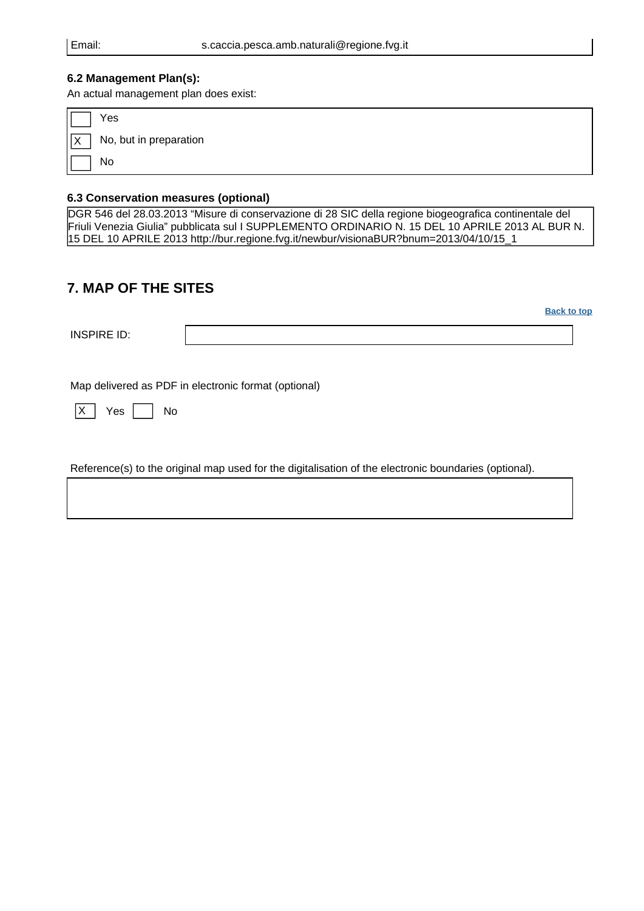| | |
|---|---|
| Email: | s.caccia.pesca.amb.naturali@regione.fvg.it |

### 6.2 Management Plan(s):

An actual management plan does exist:

| | |
|---|---|
| | Yes |
| X | No, but in preparation |
| | No |

### 6.3 Conservation measures (optional)

DGR 546 del 28.03.2013 "Misure di conservazione di 28 SIC della regione biogeografica continentale del Friuli Venezia Giulia" pubblicata sul I SUPPLEMENTO ORDINARIO N. 15 DEL 10 APRILE 2013 AL BUR N. 15 DEL 10 APRILE 2013 http://bur.regione.fvg.it/newbur/visionaBUR?bnum=2013/04/10/15_1

## 7. MAP OF THE SITES

Back to top

INSPIRE ID:

Map delivered as PDF in electronic format (optional)

[X] Yes [ ] No

Reference(s) to the original map used for the digitalisation of the electronic boundaries (optional).